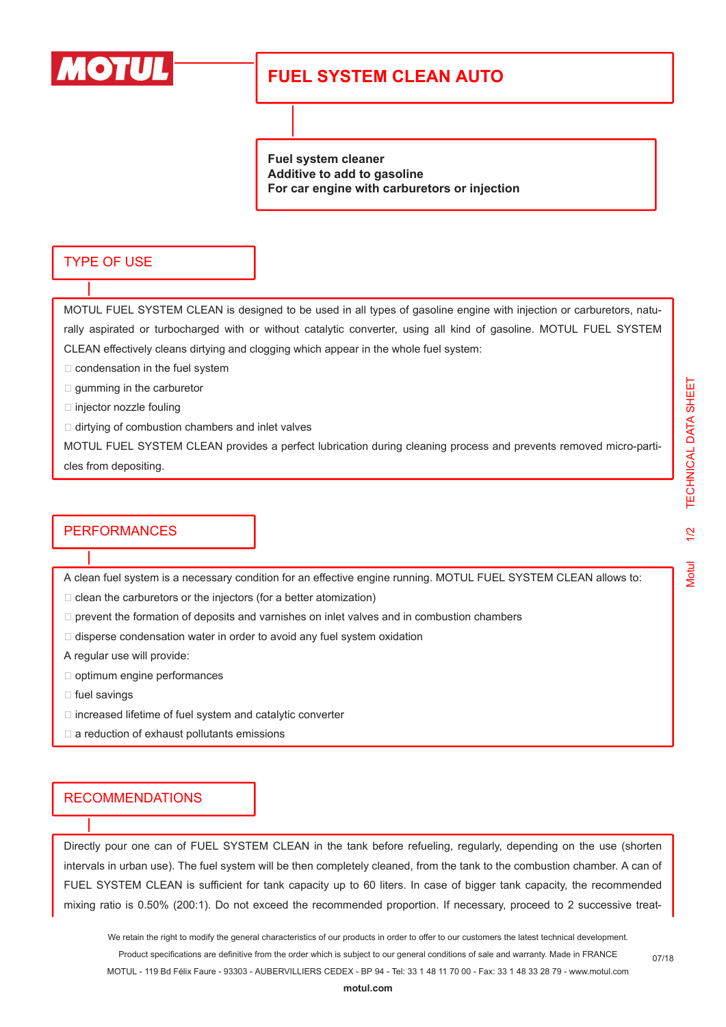# FUEL SYSTEM CLEAN AUTO

**Fuel system cleaner**
**Additive to add to gasoline**
**For car engine with carburetors or injection**

## TYPE OF USE

MOTUL FUEL SYSTEM CLEAN is designed to be used in all types of gasoline engine with injection or carburetors, naturally aspirated or turbocharged with or without catalytic converter, using all kind of gasoline. MOTUL FUEL SYSTEM CLEAN effectively cleans dirtying and clogging which appear in the whole fuel system:

- condensation in the fuel system
- gumming in the carburetor
- injector nozzle fouling
- dirtying of combustion chambers and inlet valves

MOTUL FUEL SYSTEM CLEAN provides a perfect lubrication during cleaning process and prevents removed micro-particles from depositing.

## PERFORMANCES

A clean fuel system is a necessary condition for an effective engine running. MOTUL FUEL SYSTEM CLEAN allows to:

- clean the carburetors or the injectors (for a better atomization)
- prevent the formation of deposits and varnishes on inlet valves and in combustion chambers
- disperse condensation water in order to avoid any fuel system oxidation

A regular use will provide:

- optimum engine performances
- fuel savings
- increased lifetime of fuel system and catalytic converter
- a reduction of exhaust pollutants emissions

## RECOMMENDATIONS

Directly pour one can of FUEL SYSTEM CLEAN in the tank before refueling, regularly, depending on the use (shorten intervals in urban use). The fuel system will be then completely cleaned, from the tank to the combustion chamber. A can of FUEL SYSTEM CLEAN is sufficient for tank capacity up to 60 liters. In case of bigger tank capacity, the recommended mixing ratio is 0.50% (200:1). Do not exceed the recommended proportion. If necessary, proceed to 2 successive treat-

We retain the right to modify the general characteristics of our products in order to offer to our customers the latest technical development.
Product specifications are definitive from the order which is subject to our general conditions of sale and warranty. Made in FRANCE
MOTUL - 119 Bd Félix Faure - 93303 - AUBERVILLIERS CEDEX - BP 94 - Tel: 33 1 48 11 70 00 - Fax: 33 1 48 33 28 79 - www.motul.com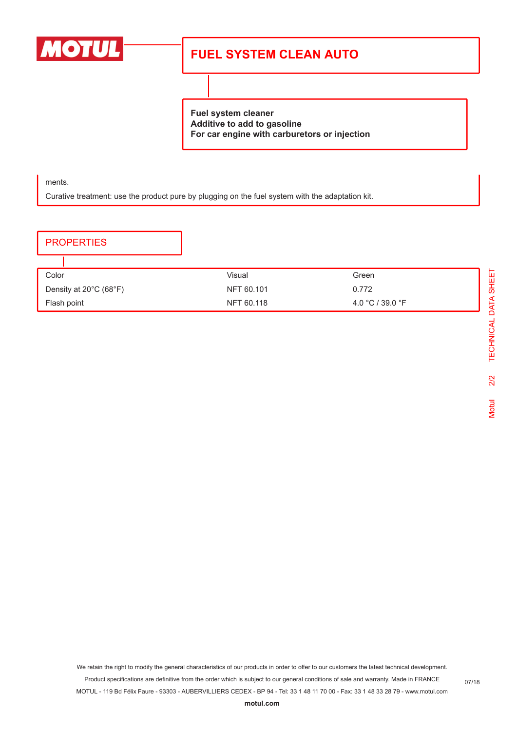# FUEL SYSTEM CLEAN AUTO

**Fuel system cleaner**
**Additive to add to gasoline**
**For car engine with carburetors or injection**

ments.

Curative treatment: use the product pure by plugging on the fuel system with the adaptation kit.

## PROPERTIES

| | | |
|---|---|---|
| Color | Visual | Green |
| Density at 20°C (68°F) | NFT 60.101 | 0.772 |
| Flash point | NFT 60.118 | 4.0 °C / 39.0 °F |

We retain the right to modify the general characteristics of our products in order to offer to our customers the latest technical development.
Product specifications are definitive from the order which is subject to our general conditions of sale and warranty. Made in FRANCE
MOTUL - 119 Bd Félix Faure - 93303 - AUBERVILLIERS CEDEX - BP 94 - Tel: 33 1 48 11 70 00 - Fax: 33 1 48 33 28 79 - www.motul.com

**motul.com**

07/18